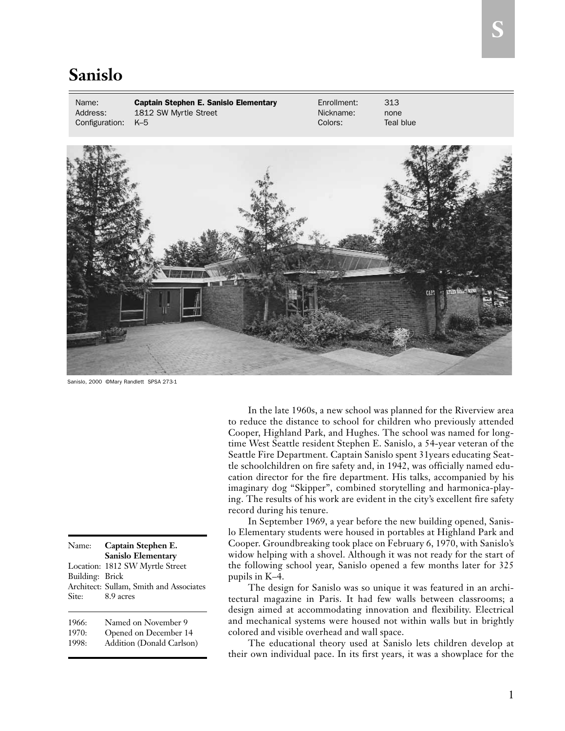# Sanislo

| Name: | **Captain Stephen E. Sanislo Elementary** | Enrollment: | 313 |
|---|---|---|---|
| Address: | 1812 SW Myrtle Street | Nickname: | none |
| Configuration: | K–5 | Colors: | Teal blue |

Sanislo, 2000 ©Mary Randlett SPSA 273-1

| Name: | **Captain Stephen E. Sanislo Elementary** |
|---|---|
| Location: | 1812 SW Myrtle Street |
| Building: | Brick |
| Architect: | Sullam, Smith and Associates |
| Site: | 8.9 acres |

| | |
|---|---|
| 1966: | Named on November 9 |
| 1970: | Opened on December 14 |
| 1998: | Addition (Donald Carlson) |

In the late 1960s, a new school was planned for the Riverview area to reduce the distance to school for children who previously attended Cooper, Highland Park, and Hughes. The school was named for longtime West Seattle resident Stephen E. Sanislo, a 54-year veteran of the Seattle Fire Department. Captain Sanislo spent 31years educating Seattle schoolchildren on fire safety and, in 1942, was officially named education director for the fire department. His talks, accompanied by his imaginary dog "Skipper", combined storytelling and harmonica-playing. The results of his work are evident in the city's excellent fire safety record during his tenure.

In September 1969, a year before the new building opened, Sanislo Elementary students were housed in portables at Highland Park and Cooper. Groundbreaking took place on February 6, 1970, with Sanislo's widow helping with a shovel. Although it was not ready for the start of the following school year, Sanislo opened a few months later for 325 pupils in K–4.

The design for Sanislo was so unique it was featured in an architectural magazine in Paris. It had few walls between classrooms; a design aimed at accommodating innovation and flexibility. Electrical and mechanical systems were housed not within walls but in brightly colored and visible overhead and wall space.

The educational theory used at Sanislo lets children develop at their own individual pace. In its first years, it was a showplace for the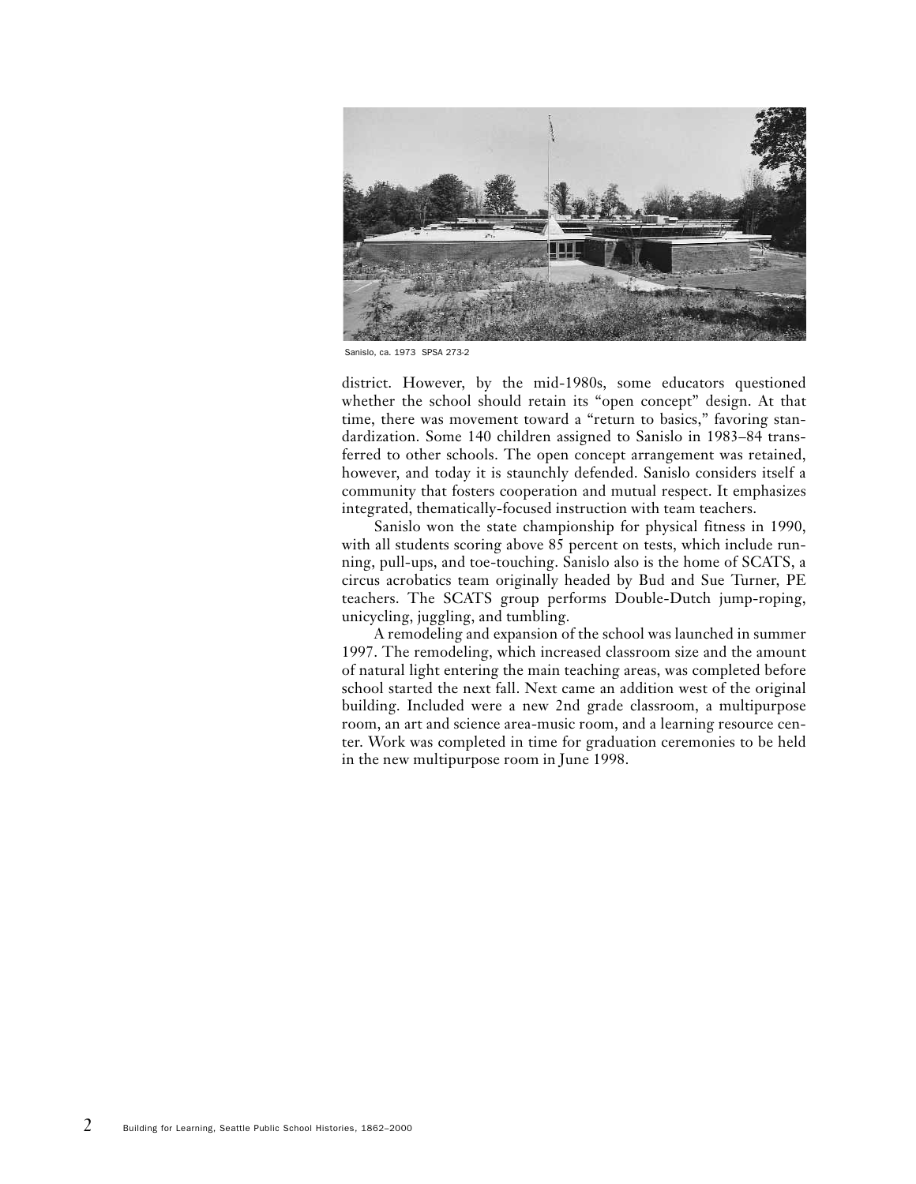Sanislo, ca. 1973 SPSA 273-2

district. However, by the mid-1980s, some educators questioned whether the school should retain its "open concept" design. At that time, there was movement toward a "return to basics," favoring standardization. Some 140 children assigned to Sanislo in 1983–84 transferred to other schools. The open concept arrangement was retained, however, and today it is staunchly defended. Sanislo considers itself a community that fosters cooperation and mutual respect. It emphasizes integrated, thematically-focused instruction with team teachers.

Sanislo won the state championship for physical fitness in 1990, with all students scoring above 85 percent on tests, which include running, pull-ups, and toe-touching. Sanislo also is the home of SCATS, a circus acrobatics team originally headed by Bud and Sue Turner, PE teachers. The SCATS group performs Double-Dutch jump-roping, unicycling, juggling, and tumbling.

A remodeling and expansion of the school was launched in summer 1997. The remodeling, which increased classroom size and the amount of natural light entering the main teaching areas, was completed before school started the next fall. Next came an addition west of the original building. Included were a new 2nd grade classroom, a multipurpose room, an art and science area-music room, and a learning resource center. Work was completed in time for graduation ceremonies to be held in the new multipurpose room in June 1998.